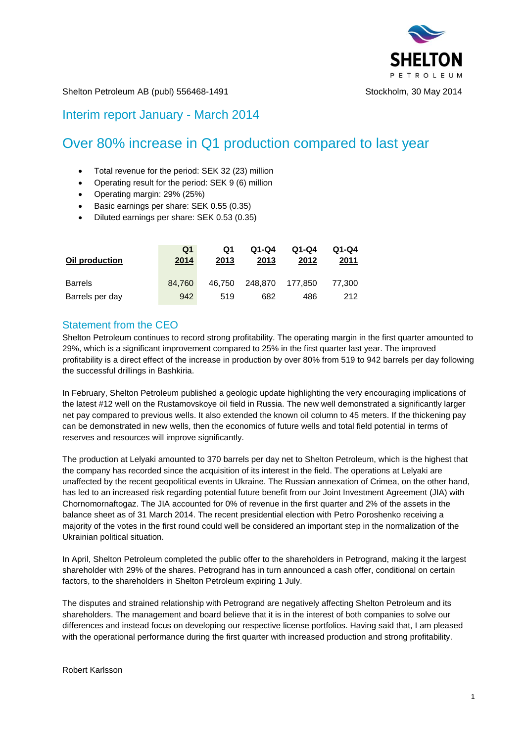Shelton Petroleum AB (publ) 556468-1491

Stockholm, 30 May 2014

## Interim report January - March 2014

# Over 80% increase in Q1 production compared to last year

- Total revenue for the period: SEK 32 (23) million
- Operating result for the period: SEK 9 (6) million
- Operating margin: 29% (25%)
- Basic earnings per share: SEK 0.55 (0.35)
- Diluted earnings per share: SEK 0.53 (0.35)

| Oil production | Q1 2014 | Q1 2013 | Q1-Q4 2013 | Q1-Q4 2012 | Q1-Q4 2011 |
|---|---|---|---|---|---|
| Barrels | 84,760 | 46,750 | 248,870 | 177,850 | 77,300 |
| Barrels per day | 942 | 519 | 682 | 486 | 212 |

## Statement from the CEO

Shelton Petroleum continues to record strong profitability. The operating margin in the first quarter amounted to 29%, which is a significant improvement compared to 25% in the first quarter last year. The improved profitability is a direct effect of the increase in production by over 80% from 519 to 942 barrels per day following the successful drillings in Bashkiria.

In February, Shelton Petroleum published a geologic update highlighting the very encouraging implications of the latest #12 well on the Rustamovskoye oil field in Russia. The new well demonstrated a significantly larger net pay compared to previous wells. It also extended the known oil column to 45 meters. If the thickening pay can be demonstrated in new wells, then the economics of future wells and total field potential in terms of reserves and resources will improve significantly.

The production at Lelyaki amounted to 370 barrels per day net to Shelton Petroleum, which is the highest that the company has recorded since the acquisition of its interest in the field. The operations at Lelyaki are unaffected by the recent geopolitical events in Ukraine. The Russian annexation of Crimea, on the other hand, has led to an increased risk regarding potential future benefit from our Joint Investment Agreement (JIA) with Chornomornaftogaz. The JIA accounted for 0% of revenue in the first quarter and 2% of the assets in the balance sheet as of 31 March 2014. The recent presidential election with Petro Poroshenko receiving a majority of the votes in the first round could well be considered an important step in the normalization of the Ukrainian political situation.

In April, Shelton Petroleum completed the public offer to the shareholders in Petrogrand, making it the largest shareholder with 29% of the shares. Petrogrand has in turn announced a cash offer, conditional on certain factors, to the shareholders in Shelton Petroleum expiring 1 July.

The disputes and strained relationship with Petrogrand are negatively affecting Shelton Petroleum and its shareholders. The management and board believe that it is in the interest of both companies to solve our differences and instead focus on developing our respective license portfolios. Having said that, I am pleased with the operational performance during the first quarter with increased production and strong profitability.

Robert Karlsson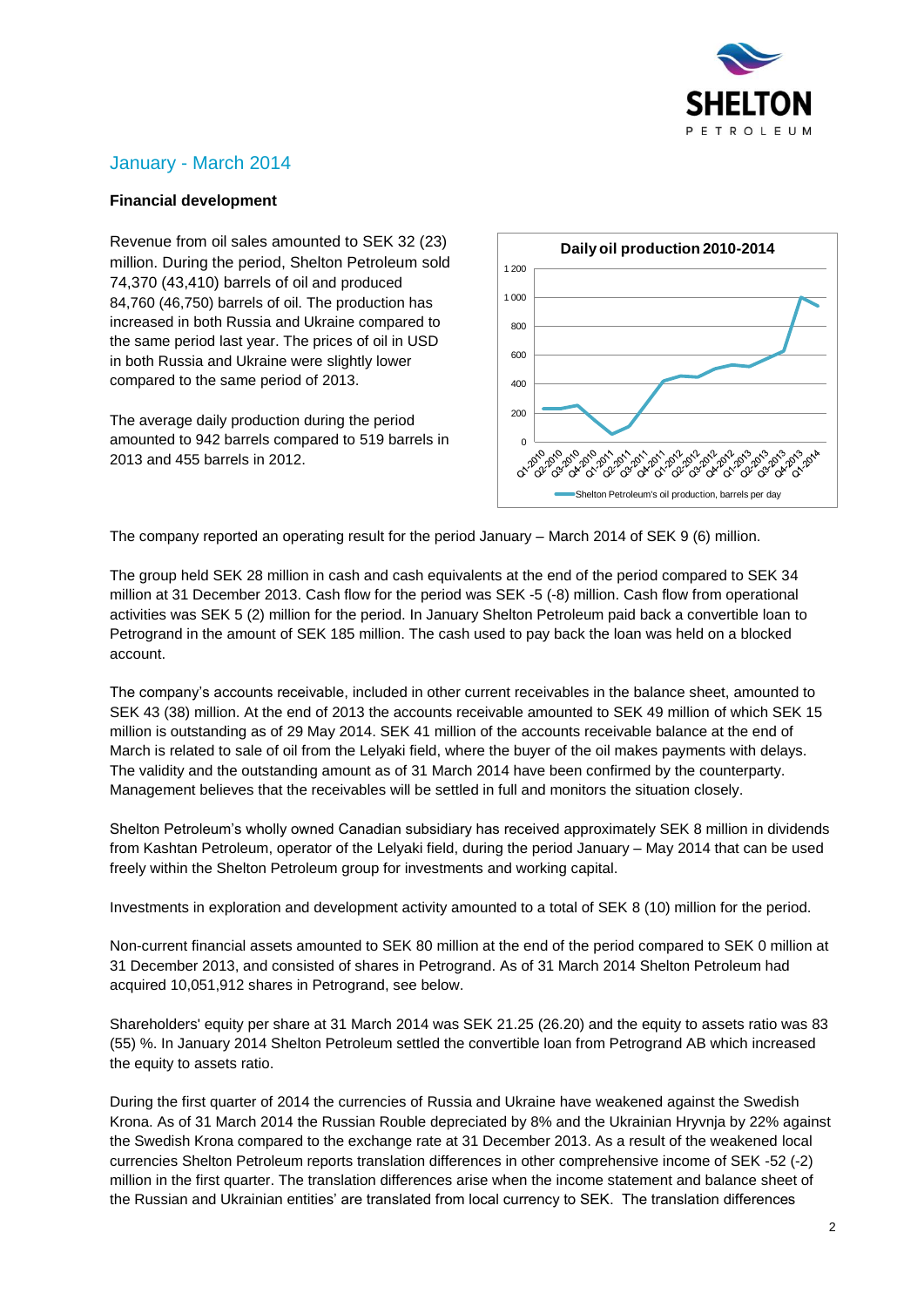## January - March 2014

**Financial development**

Revenue from oil sales amounted to SEK 32 (23) million. During the period, Shelton Petroleum sold 74,370 (43,410) barrels of oil and produced 84,760 (46,750) barrels of oil. The production has increased in both Russia and Ukraine compared to the same period last year. The prices of oil in USD in both Russia and Ukraine were slightly lower compared to the same period of 2013.

The average daily production during the period amounted to 942 barrels compared to 519 barrels in 2013 and 455 barrels in 2012.

The company reported an operating result for the period January – March 2014 of SEK 9 (6) million.

The group held SEK 28 million in cash and cash equivalents at the end of the period compared to SEK 34 million at 31 December 2013. Cash flow for the period was SEK -5 (-8) million. Cash flow from operational activities was SEK 5 (2) million for the period. In January Shelton Petroleum paid back a convertible loan to Petrogrand in the amount of SEK 185 million. The cash used to pay back the loan was held on a blocked account.

The company's accounts receivable, included in other current receivables in the balance sheet, amounted to SEK 43 (38) million. At the end of 2013 the accounts receivable amounted to SEK 49 million of which SEK 15 million is outstanding as of 29 May 2014. SEK 41 million of the accounts receivable balance at the end of March is related to sale of oil from the Lelyaki field, where the buyer of the oil makes payments with delays. The validity and the outstanding amount as of 31 March 2014 have been confirmed by the counterparty. Management believes that the receivables will be settled in full and monitors the situation closely.

Shelton Petroleum's wholly owned Canadian subsidiary has received approximately SEK 8 million in dividends from Kashtan Petroleum, operator of the Lelyaki field, during the period January – May 2014 that can be used freely within the Shelton Petroleum group for investments and working capital.

Investments in exploration and development activity amounted to a total of SEK 8 (10) million for the period.

Non-current financial assets amounted to SEK 80 million at the end of the period compared to SEK 0 million at 31 December 2013, and consisted of shares in Petrogrand. As of 31 March 2014 Shelton Petroleum had acquired 10,051,912 shares in Petrogrand, see below.

Shareholders' equity per share at 31 March 2014 was SEK 21.25 (26.20) and the equity to assets ratio was 83 (55) %. In January 2014 Shelton Petroleum settled the convertible loan from Petrogrand AB which increased the equity to assets ratio.

During the first quarter of 2014 the currencies of Russia and Ukraine have weakened against the Swedish Krona. As of 31 March 2014 the Russian Rouble depreciated by 8% and the Ukrainian Hryvnja by 22% against the Swedish Krona compared to the exchange rate at 31 December 2013. As a result of the weakened local currencies Shelton Petroleum reports translation differences in other comprehensive income of SEK -52 (-2) million in the first quarter. The translation differences arise when the income statement and balance sheet of the Russian and Ukrainian entities' are translated from local currency to SEK. The translation differences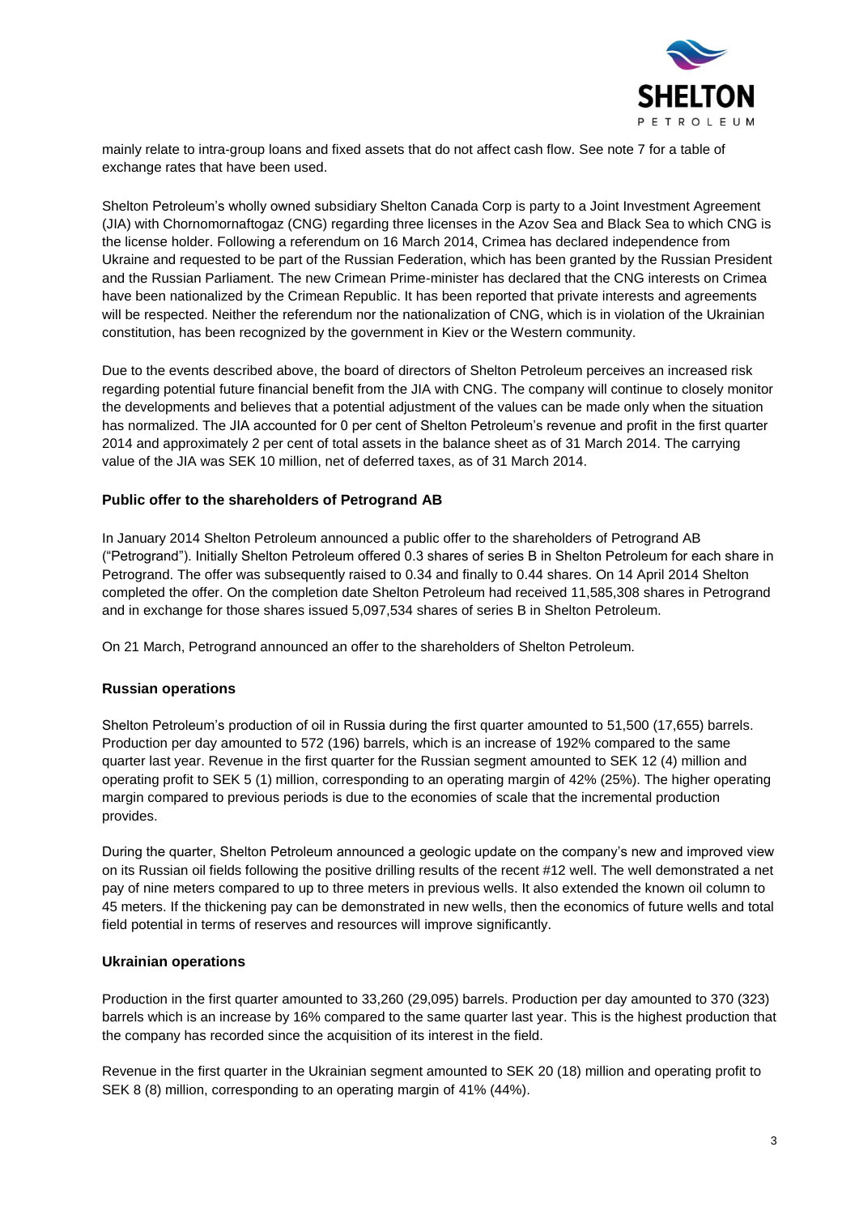mainly relate to intra-group loans and fixed assets that do not affect cash flow. See note 7 for a table of exchange rates that have been used.

Shelton Petroleum's wholly owned subsidiary Shelton Canada Corp is party to a Joint Investment Agreement (JIA) with Chornomornaftogaz (CNG) regarding three licenses in the Azov Sea and Black Sea to which CNG is the license holder. Following a referendum on 16 March 2014, Crimea has declared independence from Ukraine and requested to be part of the Russian Federation, which has been granted by the Russian President and the Russian Parliament. The new Crimean Prime-minister has declared that the CNG interests on Crimea have been nationalized by the Crimean Republic. It has been reported that private interests and agreements will be respected. Neither the referendum nor the nationalization of CNG, which is in violation of the Ukrainian constitution, has been recognized by the government in Kiev or the Western community.

Due to the events described above, the board of directors of Shelton Petroleum perceives an increased risk regarding potential future financial benefit from the JIA with CNG. The company will continue to closely monitor the developments and believes that a potential adjustment of the values can be made only when the situation has normalized. The JIA accounted for 0 per cent of Shelton Petroleum's revenue and profit in the first quarter 2014 and approximately 2 per cent of total assets in the balance sheet as of 31 March 2014. The carrying value of the JIA was SEK 10 million, net of deferred taxes, as of 31 March 2014.

## Public offer to the shareholders of Petrogrand AB

In January 2014 Shelton Petroleum announced a public offer to the shareholders of Petrogrand AB ("Petrogrand"). Initially Shelton Petroleum offered 0.3 shares of series B in Shelton Petroleum for each share in Petrogrand. The offer was subsequently raised to 0.34 and finally to 0.44 shares. On 14 April 2014 Shelton completed the offer. On the completion date Shelton Petroleum had received 11,585,308 shares in Petrogrand and in exchange for those shares issued 5,097,534 shares of series B in Shelton Petroleum.

On 21 March, Petrogrand announced an offer to the shareholders of Shelton Petroleum.

## Russian operations

Shelton Petroleum's production of oil in Russia during the first quarter amounted to 51,500 (17,655) barrels. Production per day amounted to 572 (196) barrels, which is an increase of 192% compared to the same quarter last year. Revenue in the first quarter for the Russian segment amounted to SEK 12 (4) million and operating profit to SEK 5 (1) million, corresponding to an operating margin of 42% (25%). The higher operating margin compared to previous periods is due to the economies of scale that the incremental production provides.

During the quarter, Shelton Petroleum announced a geologic update on the company's new and improved view on its Russian oil fields following the positive drilling results of the recent #12 well. The well demonstrated a net pay of nine meters compared to up to three meters in previous wells. It also extended the known oil column to 45 meters. If the thickening pay can be demonstrated in new wells, then the economics of future wells and total field potential in terms of reserves and resources will improve significantly.

## Ukrainian operations

Production in the first quarter amounted to 33,260 (29,095) barrels. Production per day amounted to 370 (323) barrels which is an increase by 16% compared to the same quarter last year. This is the highest production that the company has recorded since the acquisition of its interest in the field.

Revenue in the first quarter in the Ukrainian segment amounted to SEK 20 (18) million and operating profit to SEK 8 (8) million, corresponding to an operating margin of 41% (44%).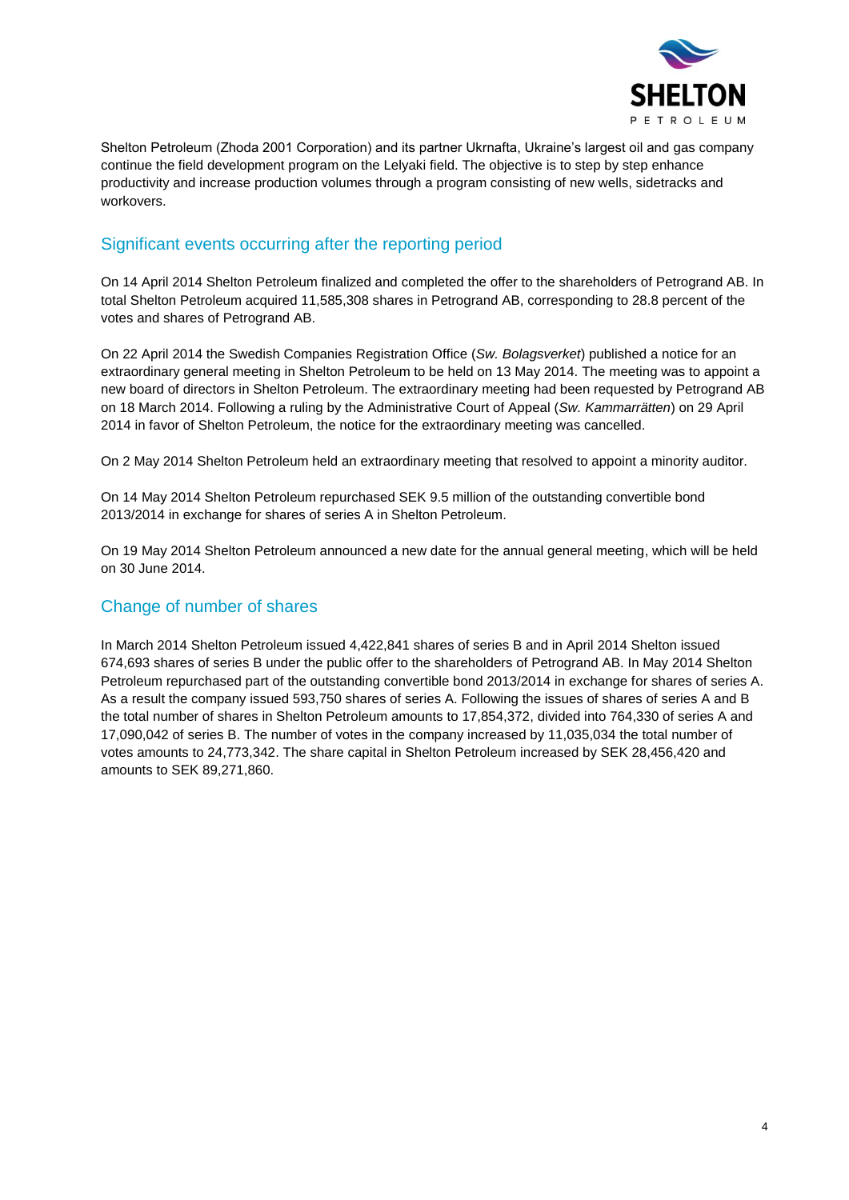Shelton Petroleum (Zhoda 2001 Corporation) and its partner Ukrnafta, Ukraine's largest oil and gas company continue the field development program on the Lelyaki field. The objective is to step by step enhance productivity and increase production volumes through a program consisting of new wells, sidetracks and workovers.

## Significant events occurring after the reporting period

On 14 April 2014 Shelton Petroleum finalized and completed the offer to the shareholders of Petrogrand AB. In total Shelton Petroleum acquired 11,585,308 shares in Petrogrand AB, corresponding to 28.8 percent of the votes and shares of Petrogrand AB.

On 22 April 2014 the Swedish Companies Registration Office (*Sw. Bolagsverket*) published a notice for an extraordinary general meeting in Shelton Petroleum to be held on 13 May 2014. The meeting was to appoint a new board of directors in Shelton Petroleum. The extraordinary meeting had been requested by Petrogrand AB on 18 March 2014. Following a ruling by the Administrative Court of Appeal (*Sw. Kammarrätten*) on 29 April 2014 in favor of Shelton Petroleum, the notice for the extraordinary meeting was cancelled.

On 2 May 2014 Shelton Petroleum held an extraordinary meeting that resolved to appoint a minority auditor.

On 14 May 2014 Shelton Petroleum repurchased SEK 9.5 million of the outstanding convertible bond 2013/2014 in exchange for shares of series A in Shelton Petroleum.

On 19 May 2014 Shelton Petroleum announced a new date for the annual general meeting, which will be held on 30 June 2014.

## Change of number of shares

In March 2014 Shelton Petroleum issued 4,422,841 shares of series B and in April 2014 Shelton issued 674,693 shares of series B under the public offer to the shareholders of Petrogrand AB. In May 2014 Shelton Petroleum repurchased part of the outstanding convertible bond 2013/2014 in exchange for shares of series A. As a result the company issued 593,750 shares of series A. Following the issues of shares of series A and B the total number of shares in Shelton Petroleum amounts to 17,854,372, divided into 764,330 of series A and 17,090,042 of series B. The number of votes in the company increased by 11,035,034 the total number of votes amounts to 24,773,342. The share capital in Shelton Petroleum increased by SEK 28,456,420 and amounts to SEK 89,271,860.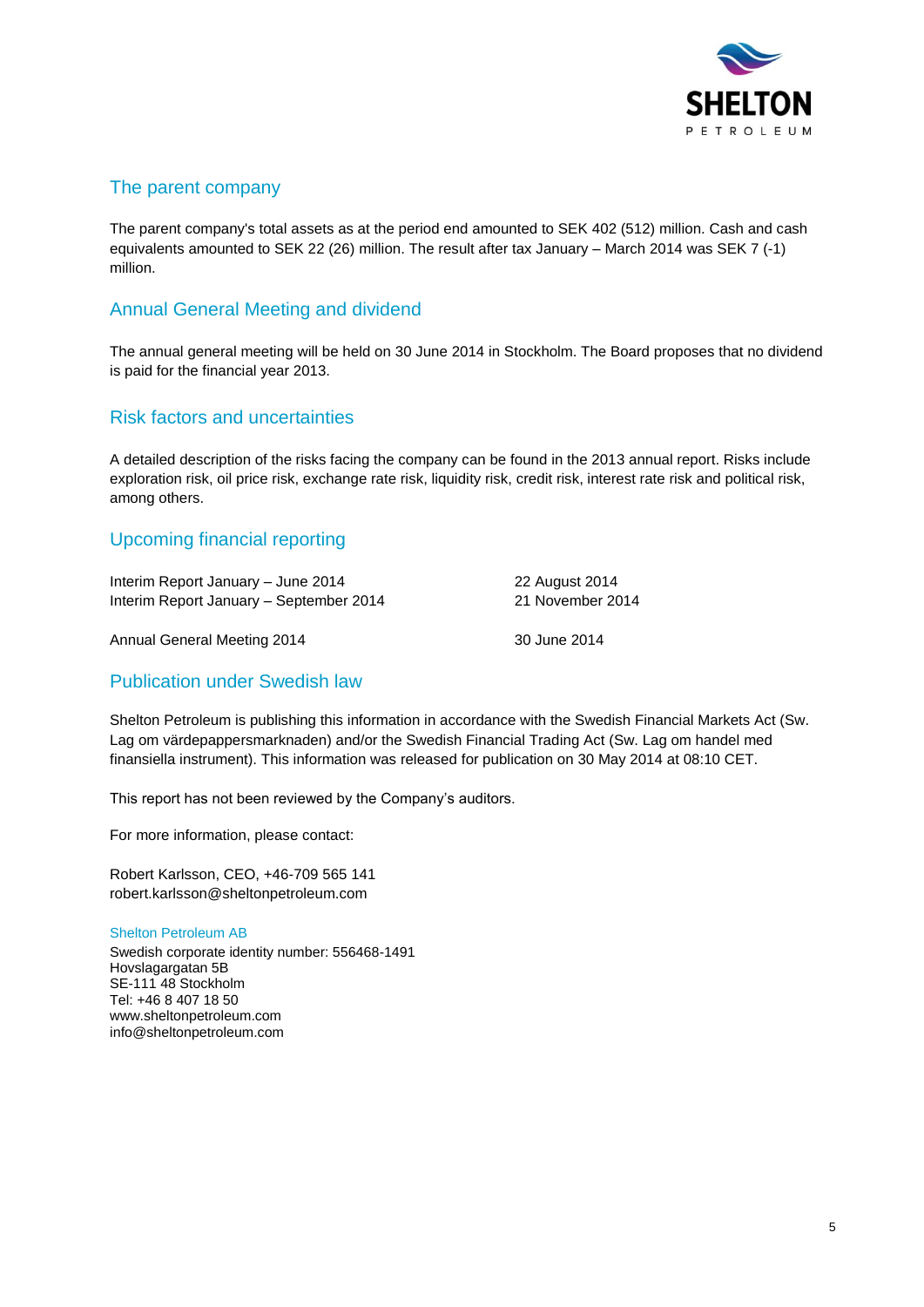## The parent company

The parent company's total assets as at the period end amounted to SEK 402 (512) million. Cash and cash equivalents amounted to SEK 22 (26) million. The result after tax January – March 2014 was SEK 7 (-1) million.

## Annual General Meeting and dividend

The annual general meeting will be held on 30 June 2014 in Stockholm. The Board proposes that no dividend is paid for the financial year 2013.

## Risk factors and uncertainties

A detailed description of the risks facing the company can be found in the 2013 annual report. Risks include exploration risk, oil price risk, exchange rate risk, liquidity risk, credit risk, interest rate risk and political risk, among others.

## Upcoming financial reporting

| | |
|---|---|
| Interim Report January – June 2014 | 22 August 2014 |
| Interim Report January – September 2014 | 21 November 2014 |
| | |
| Annual General Meeting 2014 | 30 June 2014 |

## Publication under Swedish law

Shelton Petroleum is publishing this information in accordance with the Swedish Financial Markets Act (Sw. Lag om värdepappersmarknaden) and/or the Swedish Financial Trading Act (Sw. Lag om handel med finansiella instrument). This information was released for publication on 30 May 2014 at 08:10 CET.

This report has not been reviewed by the Company's auditors.

For more information, please contact:

Robert Karlsson, CEO, +46-709 565 141
robert.karlsson@sheltonpetroleum.com

Shelton Petroleum AB
Swedish corporate identity number: 556468-1491
Hovslagargatan 5B
SE-111 48 Stockholm
Tel: +46 8 407 18 50
www.sheltonpetroleum.com
info@sheltonpetroleum.com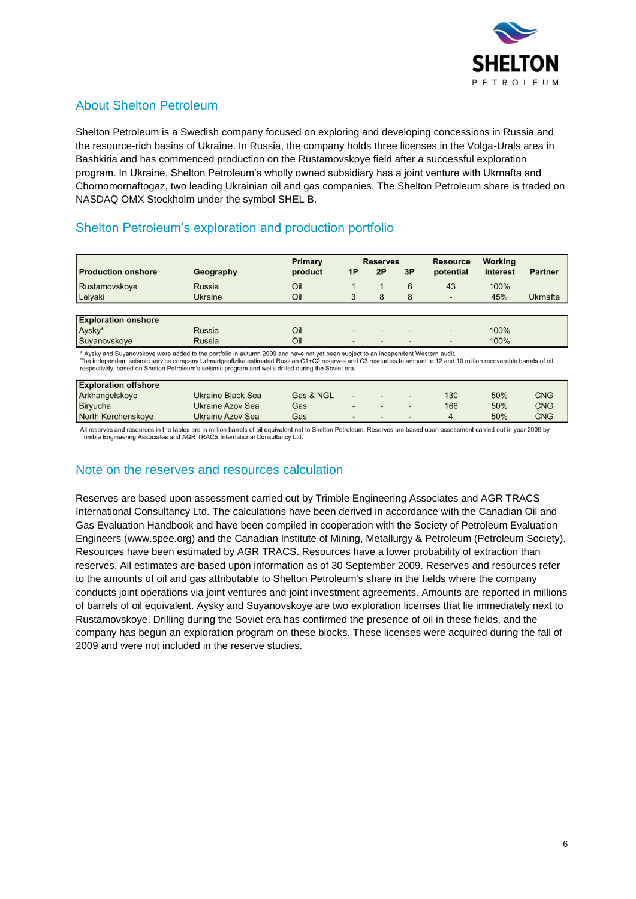## About Shelton Petroleum

Shelton Petroleum is a Swedish company focused on exploring and developing concessions in Russia and the resource-rich basins of Ukraine. In Russia, the company holds three licenses in the Volga-Urals area in Bashkiria and has commenced production on the Rustamovskoye field after a successful exploration program. In Ukraine, Shelton Petroleum's wholly owned subsidiary has a joint venture with Ukrnafta and Chornomornaftogaz, two leading Ukrainian oil and gas companies. The Shelton Petroleum share is traded on NASDAQ OMX Stockholm under the symbol SHEL B.

## Shelton Petroleum's exploration and production portfolio

| Production onshore | Geography | Primary product | Reserves 1P | 2P | 3P | Resource potential | Working interest | Partner |
|---|---|---|---|---|---|---|---|---|
| Rustamovskoye | Russia | Oil | 1 | 1 | 6 | 43 | 100% | |
| Lelyaki | Ukraine | Oil | 3 | 8 | 8 | - | 45% | Ukrnafta |

| Exploration onshore | Geography | Primary product | 1P | 2P | 3P | Resource potential | Working interest | Partner |
|---|---|---|---|---|---|---|---|---|
| Aysky* | Russia | Oil | - | - | - | - | 100% | |
| Suyanovskoye | Russia | Oil | - | - | - | - | 100% | |

* Aysky and Suyanovskoye were added to the portfolio in autumn 2009 and have not yet been subject to an independent Western audit.
The independent seismic service company Udmurtgeofizika estimated Russian C1+C2 reserves and C3 resources to amount to 12 and 10 million recoverable barrels of oil respectively, based on Shelton Petroleum's seismic program and wells drilled during the Soviet era.

| Exploration offshore | Geography | Primary product | 1P | 2P | 3P | Resource potential | Working interest | Partner |
|---|---|---|---|---|---|---|---|---|
| Arkhangelskoye | Ukraine Black Sea | Gas & NGL | - | - | - | 130 | 50% | CNG |
| Biryucha | Ukraine Azov Sea | Gas | - | - | - | 166 | 50% | CNG |
| North Kerchenskoye | Ukraine Azov Sea | Gas | - | - | - | 4 | 50% | CNG |

All reserves and resources in the tables are in million barrels of oil equivalent net to Shelton Petroleum. Reserves are based upon assessment carried out in year 2009 by Trimble Engineering Associates and AGR TRACS International Consultancy Ltd.

## Note on the reserves and resources calculation

Reserves are based upon assessment carried out by Trimble Engineering Associates and AGR TRACS International Consultancy Ltd. The calculations have been derived in accordance with the Canadian Oil and Gas Evaluation Handbook and have been compiled in cooperation with the Society of Petroleum Evaluation Engineers (www.spee.org) and the Canadian Institute of Mining, Metallurgy & Petroleum (Petroleum Society). Resources have been estimated by AGR TRACS. Resources have a lower probability of extraction than reserves. All estimates are based upon information as of 30 September 2009. Reserves and resources refer to the amounts of oil and gas attributable to Shelton Petroleum's share in the fields where the company conducts joint operations via joint ventures and joint investment agreements. Amounts are reported in millions of barrels of oil equivalent. Aysky and Suyanovskoye are two exploration licenses that lie immediately next to Rustamovskoye. Drilling during the Soviet era has confirmed the presence of oil in these fields, and the company has begun an exploration program on these blocks. These licenses were acquired during the fall of 2009 and were not included in the reserve studies.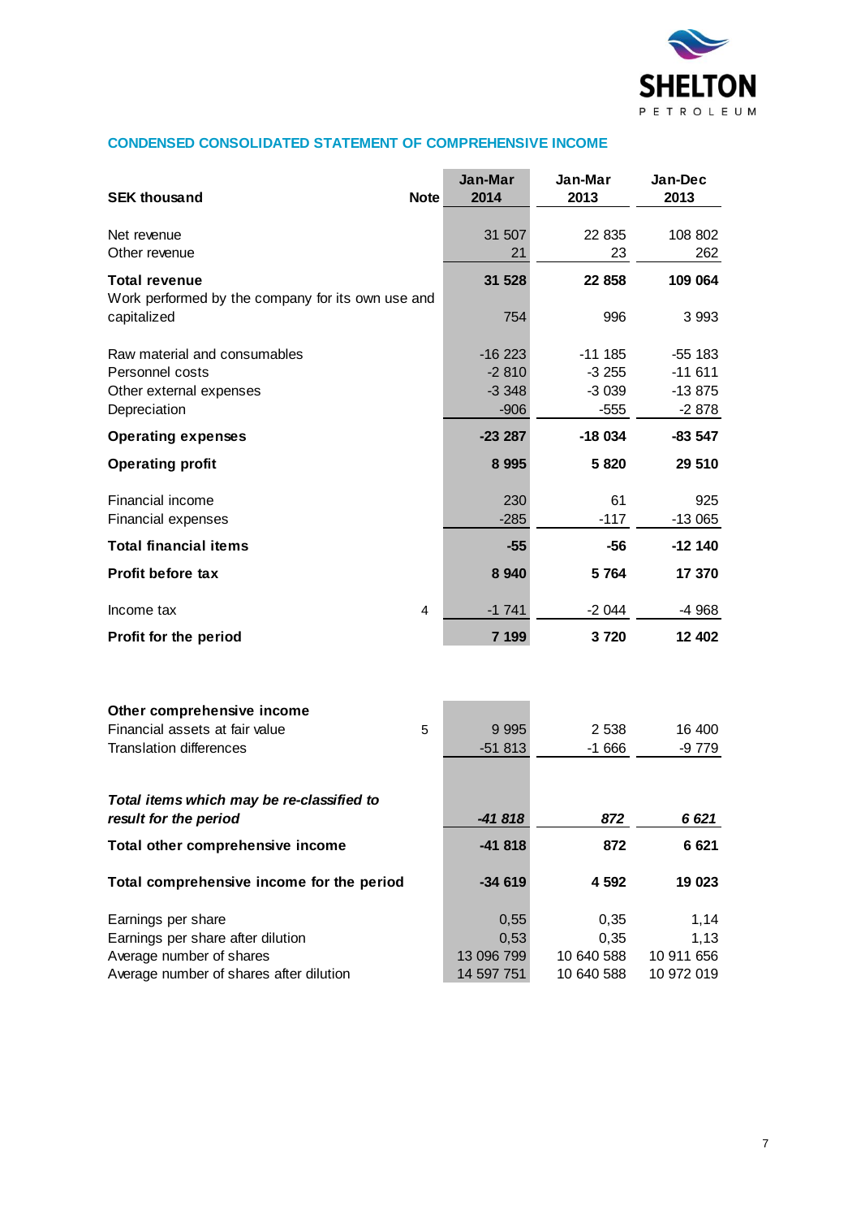## CONDENSED CONSOLIDATED STATEMENT OF COMPREHENSIVE INCOME

| SEK thousand | Note | Jan-Mar 2014 | Jan-Mar 2013 | Jan-Dec 2013 |
|---|---|---|---|---|
| Net revenue | | 31 507 | 22 835 | 108 802 |
| Other revenue | | 21 | 23 | 262 |
| **Total revenue** | | **31 528** | **22 858** | **109 064** |
| Work performed by the company for its own use and capitalized | | 754 | 996 | 3 993 |
| Raw material and consumables | | -16 223 | -11 185 | -55 183 |
| Personnel costs | | -2 810 | -3 255 | -11 611 |
| Other external expenses | | -3 348 | -3 039 | -13 875 |
| Depreciation | | -906 | -555 | -2 878 |
| **Operating expenses** | | **-23 287** | **-18 034** | **-83 547** |
| **Operating profit** | | **8 995** | **5 820** | **29 510** |
| Financial income | | 230 | 61 | 925 |
| Financial expenses | | -285 | -117 | -13 065 |
| **Total financial items** | | **-55** | **-56** | **-12 140** |
| **Profit before tax** | | **8 940** | **5 764** | **17 370** |
| Income tax | 4 | -1 741 | -2 044 | -4 968 |
| **Profit for the period** | | **7 199** | **3 720** | **12 402** |
| | | | | |
| **Other comprehensive income** | | | | |
| Financial assets at fair value | 5 | 9 995 | 2 538 | 16 400 |
| Translation differences | | -51 813 | -1 666 | -9 779 |
| ***Total items which may be re-classified to result for the period*** | | ***-41 818*** | ***872*** | ***6 621*** |
| **Total other comprehensive income** | | **-41 818** | **872** | **6 621** |
| **Total comprehensive income for the period** | | **-34 619** | **4 592** | **19 023** |
| Earnings per share | | 0,55 | 0,35 | 1,14 |
| Earnings per share after dilution | | 0,53 | 0,35 | 1,13 |
| Average number of shares | | 13 096 799 | 10 640 588 | 10 911 656 |
| Average number of shares after dilution | | 14 597 751 | 10 640 588 | 10 972 019 |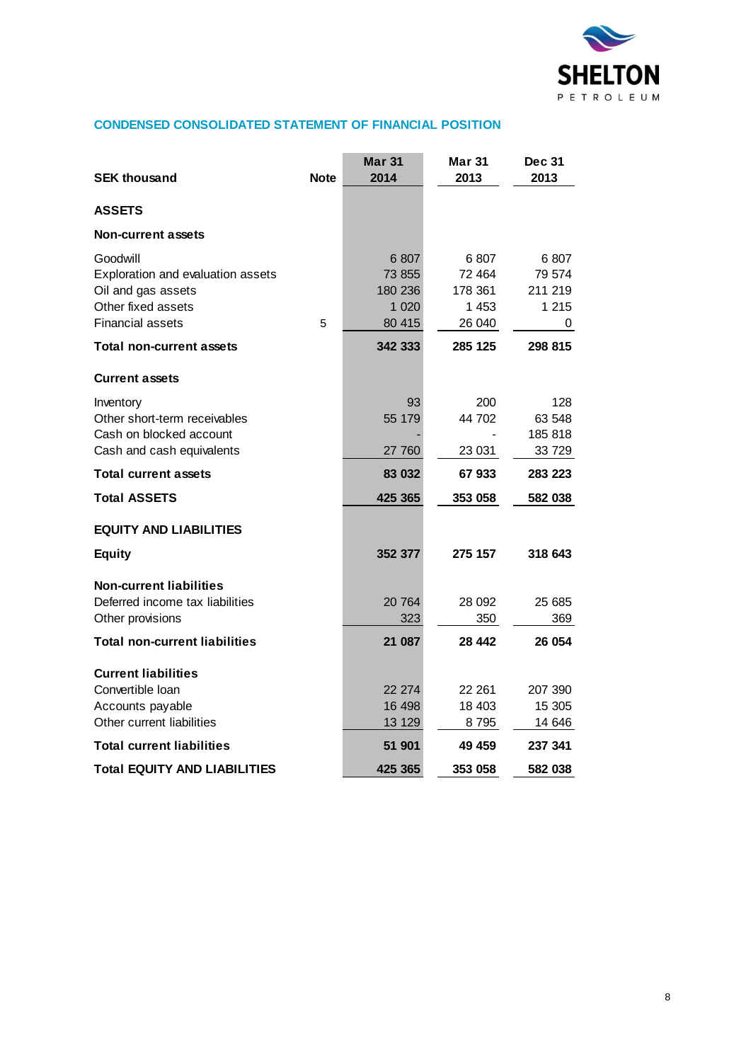## CONDENSED CONSOLIDATED STATEMENT OF FINANCIAL POSITION

| SEK thousand | Note | Mar 31 2014 | Mar 31 2013 | Dec 31 2013 |
|---|---|---|---|---|
| **ASSETS** | | | | |
| **Non-current assets** | | | | |
| Goodwill | | 6 807 | 6 807 | 6 807 |
| Exploration and evaluation assets | | 73 855 | 72 464 | 79 574 |
| Oil and gas assets | | 180 236 | 178 361 | 211 219 |
| Other fixed assets | | 1 020 | 1 453 | 1 215 |
| Financial assets | 5 | 80 415 | 26 040 | 0 |
| **Total non-current assets** | | **342 333** | **285 125** | **298 815** |
| **Current assets** | | | | |
| Inventory | | 93 | 200 | 128 |
| Other short-term receivables | | 55 179 | 44 702 | 63 548 |
| Cash on blocked account | | - | - | 185 818 |
| Cash and cash equivalents | | 27 760 | 23 031 | 33 729 |
| **Total current assets** | | **83 032** | **67 933** | **283 223** |
| **Total ASSETS** | | **425 365** | **353 058** | **582 038** |
| **EQUITY AND LIABILITIES** | | | | |
| **Equity** | | **352 377** | **275 157** | **318 643** |
| **Non-current liabilities** | | | | |
| Deferred income tax liabilities | | 20 764 | 28 092 | 25 685 |
| Other provisions | | 323 | 350 | 369 |
| **Total non-current liabilities** | | **21 087** | **28 442** | **26 054** |
| **Current liabilities** | | | | |
| Convertible loan | | 22 274 | 22 261 | 207 390 |
| Accounts payable | | 16 498 | 18 403 | 15 305 |
| Other current liabilities | | 13 129 | 8 795 | 14 646 |
| **Total current liabilities** | | **51 901** | **49 459** | **237 341** |
| **Total EQUITY AND LIABILITIES** | | **425 365** | **353 058** | **582 038** |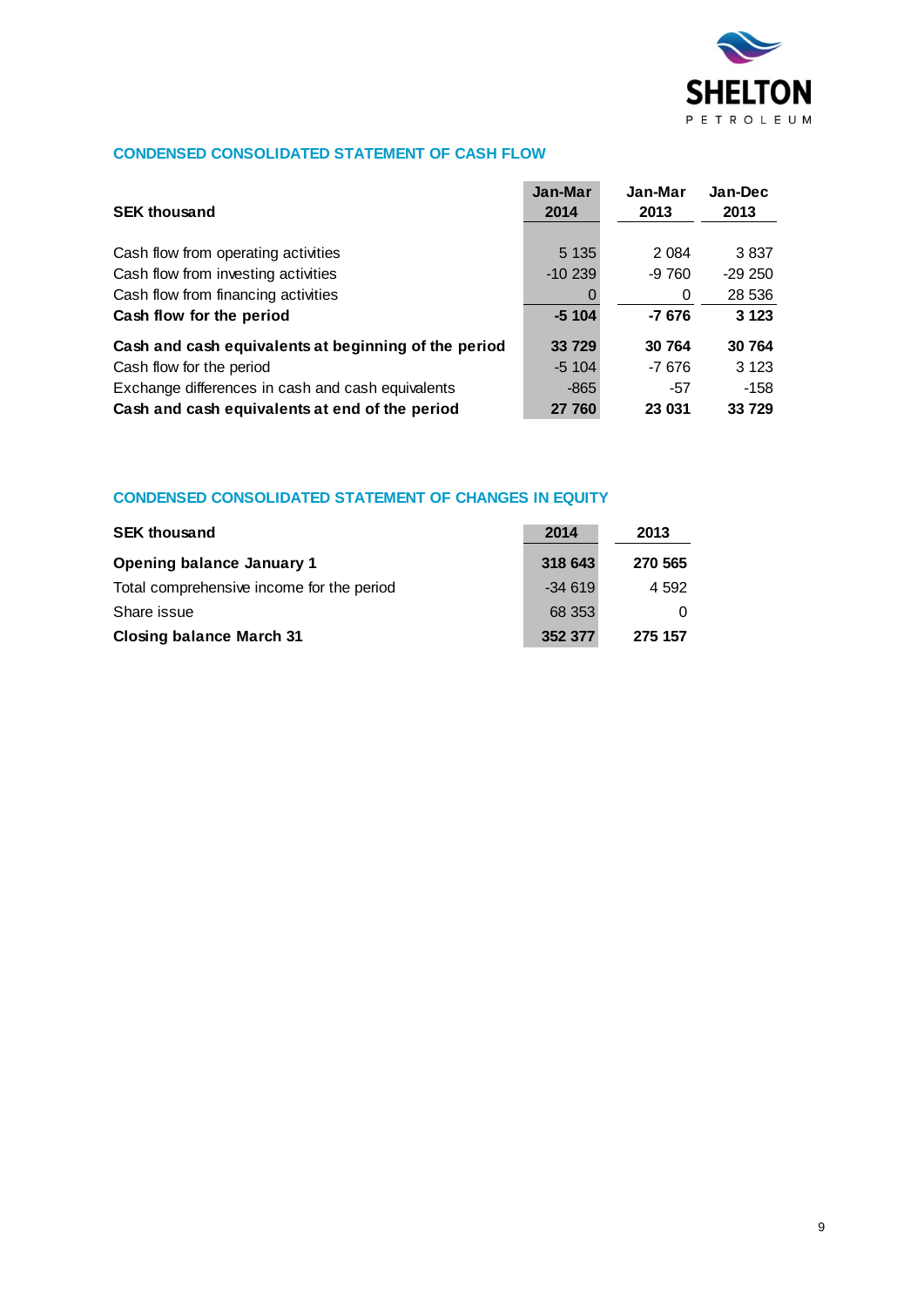## CONDENSED CONSOLIDATED STATEMENT OF CASH FLOW

| SEK thousand | Jan-Mar 2014 | Jan-Mar 2013 | Jan-Dec 2013 |
|---|---|---|---|
| Cash flow from operating activities | 5 135 | 2 084 | 3 837 |
| Cash flow from investing activities | -10 239 | -9 760 | -29 250 |
| Cash flow from financing activities | 0 | 0 | 28 536 |
| **Cash flow for the period** | **-5 104** | **-7 676** | **3 123** |
| **Cash and cash equivalents at beginning of the period** | **33 729** | **30 764** | **30 764** |
| Cash flow for the period | -5 104 | -7 676 | 3 123 |
| Exchange differences in cash and cash equivalents | -865 | -57 | -158 |
| **Cash and cash equivalents at end of the period** | **27 760** | **23 031** | **33 729** |

## CONDENSED CONSOLIDATED STATEMENT OF CHANGES IN EQUITY

| SEK thousand | 2014 | 2013 |
|---|---|---|
| **Opening balance January 1** | **318 643** | **270 565** |
| Total comprehensive income for the period | -34 619 | 4 592 |
| Share issue | 68 353 | 0 |
| **Closing balance March 31** | **352 377** | **275 157** |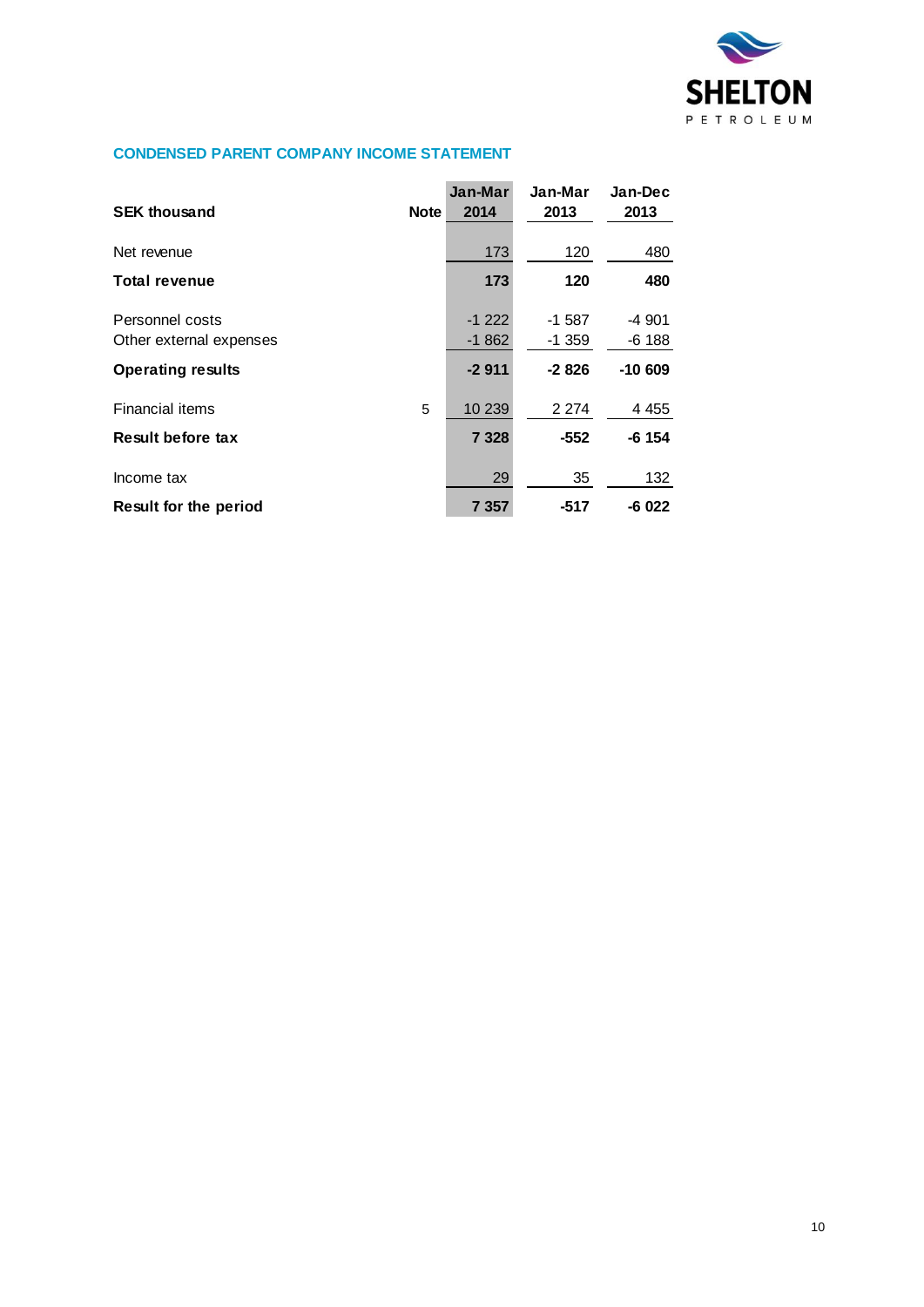## CONDENSED PARENT COMPANY INCOME STATEMENT

| SEK thousand | Note | Jan-Mar 2014 | Jan-Mar 2013 | Jan-Dec 2013 |
|---|---|---|---|---|
| Net revenue | | 173 | 120 | 480 |
| **Total revenue** | | **173** | **120** | **480** |
| Personnel costs | | -1 222 | -1 587 | -4 901 |
| Other external expenses | | -1 862 | -1 359 | -6 188 |
| **Operating results** | | **-2 911** | **-2 826** | **-10 609** |
| Financial items | 5 | 10 239 | 2 274 | 4 455 |
| **Result before tax** | | **7 328** | **-552** | **-6 154** |
| Income tax | | 29 | 35 | 132 |
| **Result for the period** | | **7 357** | **-517** | **-6 022** |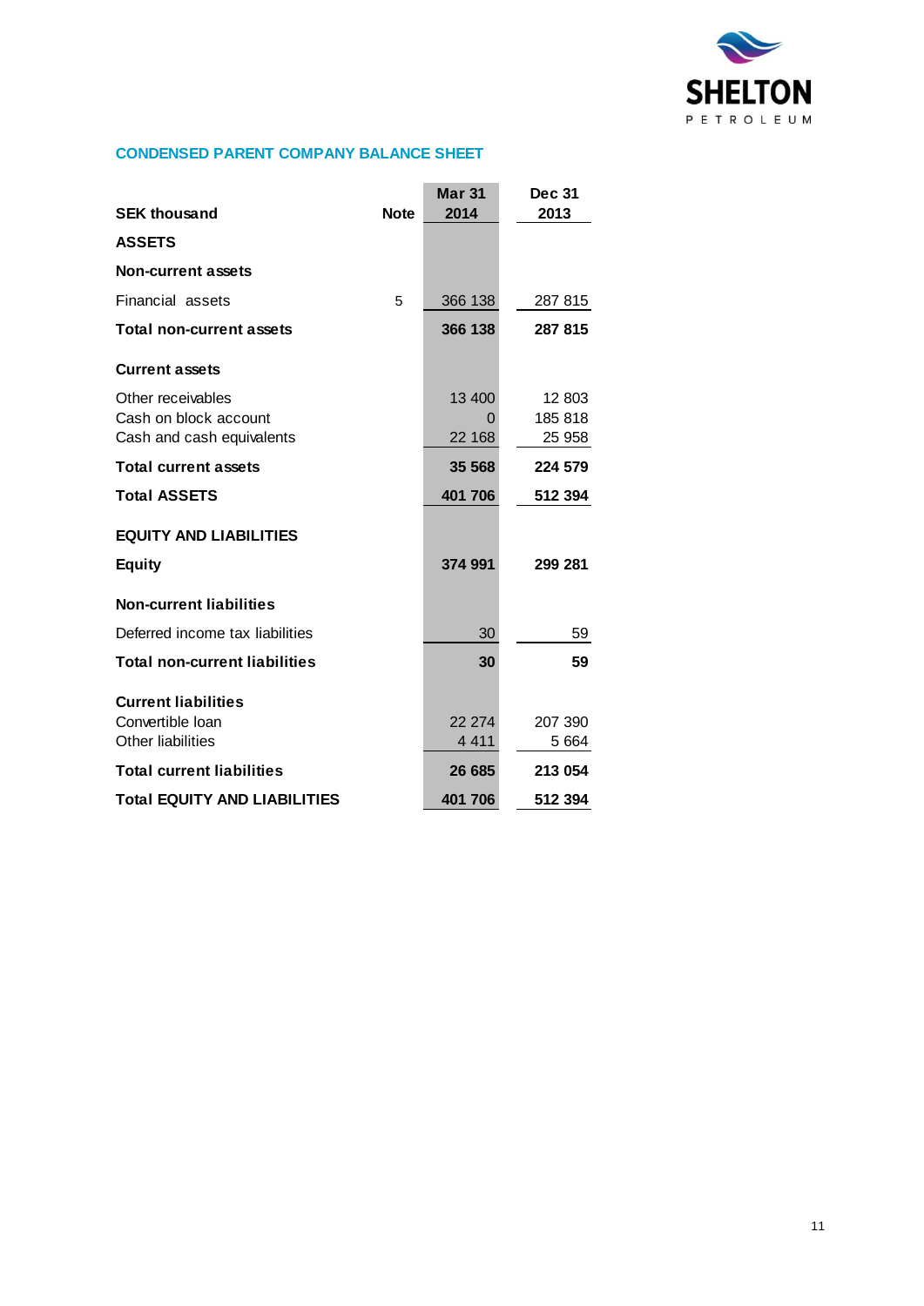## CONDENSED PARENT COMPANY BALANCE SHEET

| SEK thousand | Note | Mar 31 2014 | Dec 31 2013 |
|---|---|---|---|
| **ASSETS** | | | |
| **Non-current assets** | | | |
| Financial assets | 5 | 366 138 | 287 815 |
| **Total non-current assets** | | **366 138** | **287 815** |
| **Current assets** | | | |
| Other receivables | | 13 400 | 12 803 |
| Cash on block account | | 0 | 185 818 |
| Cash and cash equivalents | | 22 168 | 25 958 |
| **Total current assets** | | **35 568** | **224 579** |
| **Total ASSETS** | | **401 706** | **512 394** |
| **EQUITY AND LIABILITIES** | | | |
| **Equity** | | **374 991** | **299 281** |
| **Non-current liabilities** | | | |
| Deferred income tax liabilities | | 30 | 59 |
| **Total non-current liabilities** | | **30** | **59** |
| **Current liabilities** | | | |
| Convertible loan | | 22 274 | 207 390 |
| Other liabilities | | 4 411 | 5 664 |
| **Total current liabilities** | | **26 685** | **213 054** |
| **Total EQUITY AND LIABILITIES** | | **401 706** | **512 394** |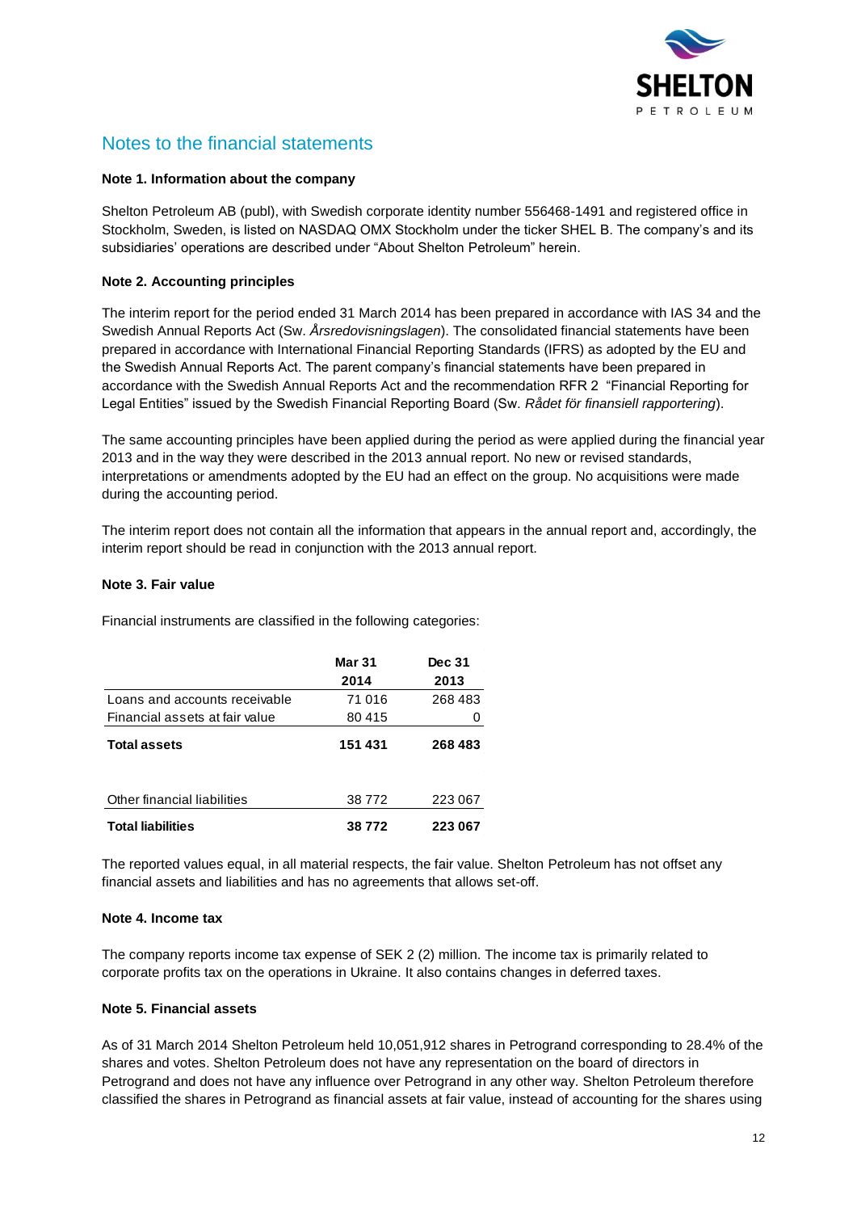## Notes to the financial statements

**Note 1. Information about the company**

Shelton Petroleum AB (publ), with Swedish corporate identity number 556468-1491 and registered office in Stockholm, Sweden, is listed on NASDAQ OMX Stockholm under the ticker SHEL B. The company's and its subsidiaries' operations are described under "About Shelton Petroleum" herein.

**Note 2. Accounting principles**

The interim report for the period ended 31 March 2014 has been prepared in accordance with IAS 34 and the Swedish Annual Reports Act (Sw. *Årsredovisningslagen*). The consolidated financial statements have been prepared in accordance with International Financial Reporting Standards (IFRS) as adopted by the EU and the Swedish Annual Reports Act. The parent company's financial statements have been prepared in accordance with the Swedish Annual Reports Act and the recommendation RFR 2 "Financial Reporting for Legal Entities" issued by the Swedish Financial Reporting Board (Sw. *Rådet för finansiell rapportering*).

The same accounting principles have been applied during the period as were applied during the financial year 2013 and in the way they were described in the 2013 annual report. No new or revised standards, interpretations or amendments adopted by the EU had an effect on the group. No acquisitions were made during the accounting period.

The interim report does not contain all the information that appears in the annual report and, accordingly, the interim report should be read in conjunction with the 2013 annual report.

**Note 3. Fair value**

Financial instruments are classified in the following categories:

| | Mar 31 2014 | Dec 31 2013 |
|---|---|---|
| Loans and accounts receivable | 71 016 | 268 483 |
| Financial assets at fair value | 80 415 | 0 |
| **Total assets** | **151 431** | **268 483** |
| | | |
| Other financial liabilities | 38 772 | 223 067 |
| **Total liabilities** | **38 772** | **223 067** |

The reported values equal, in all material respects, the fair value. Shelton Petroleum has not offset any financial assets and liabilities and has no agreements that allows set-off.

**Note 4. Income tax**

The company reports income tax expense of SEK 2 (2) million. The income tax is primarily related to corporate profits tax on the operations in Ukraine. It also contains changes in deferred taxes.

**Note 5. Financial assets**

As of 31 March 2014 Shelton Petroleum held 10,051,912 shares in Petrogrand corresponding to 28.4% of the shares and votes. Shelton Petroleum does not have any representation on the board of directors in Petrogrand and does not have any influence over Petrogrand in any other way. Shelton Petroleum therefore classified the shares in Petrogrand as financial assets at fair value, instead of accounting for the shares using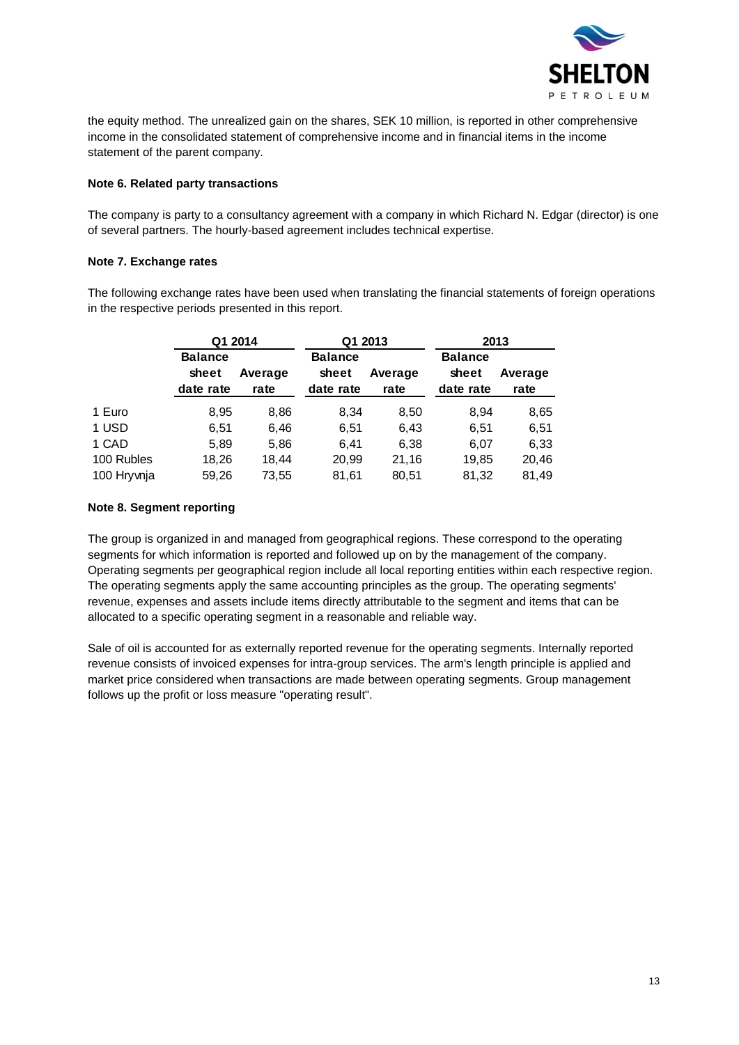the equity method. The unrealized gain on the shares, SEK 10 million, is reported in other comprehensive income in the consolidated statement of comprehensive income and in financial items in the income statement of the parent company.

**Note 6. Related party transactions**

The company is party to a consultancy agreement with a company in which Richard N. Edgar (director) is one of several partners. The hourly-based agreement includes technical expertise.

**Note 7. Exchange rates**

The following exchange rates have been used when translating the financial statements of foreign operations in the respective periods presented in this report.

| | Q1 2014 | | Q1 2013 | | 2013 | |
|---|---|---|---|---|---|---|
| | Balance sheet date rate | Average rate | Balance sheet date rate | Average rate | Balance sheet date rate | Average rate |
| 1 Euro | 8,95 | 8,86 | 8,34 | 8,50 | 8,94 | 8,65 |
| 1 USD | 6,51 | 6,46 | 6,51 | 6,43 | 6,51 | 6,51 |
| 1 CAD | 5,89 | 5,86 | 6,41 | 6,38 | 6,07 | 6,33 |
| 100 Rubles | 18,26 | 18,44 | 20,99 | 21,16 | 19,85 | 20,46 |
| 100 Hryvnja | 59,26 | 73,55 | 81,61 | 80,51 | 81,32 | 81,49 |

**Note 8. Segment reporting**

The group is organized in and managed from geographical regions. These correspond to the operating segments for which information is reported and followed up on by the management of the company. Operating segments per geographical region include all local reporting entities within each respective region. The operating segments apply the same accounting principles as the group. The operating segments' revenue, expenses and assets include items directly attributable to the segment and items that can be allocated to a specific operating segment in a reasonable and reliable way.

Sale of oil is accounted for as externally reported revenue for the operating segments. Internally reported revenue consists of invoiced expenses for intra-group services. The arm's length principle is applied and market price considered when transactions are made between operating segments. Group management follows up the profit or loss measure "operating result".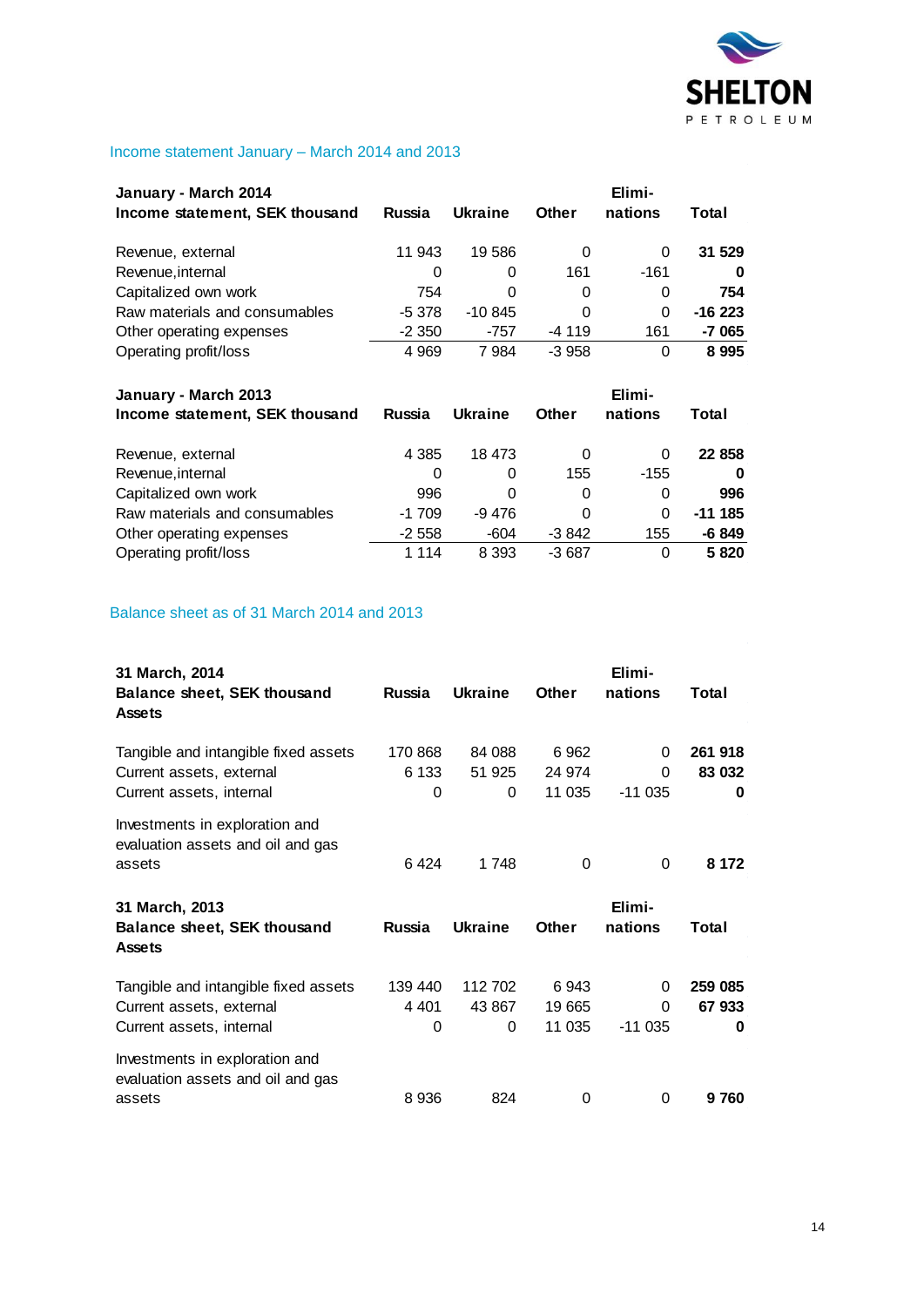## Income statement January – March 2014 and 2013

| **January - March 2014**<br>**Income statement, SEK thousand** | **Russia** | **Ukraine** | **Other** | **Elimi-nations** | **Total** |
|---|---|---|---|---|---|
| Revenue, external | 11 943 | 19 586 | 0 | 0 | **31 529** |
| Revenue,internal | 0 | 0 | 161 | -161 | **0** |
| Capitalized own work | 754 | 0 | 0 | 0 | **754** |
| Raw materials and consumables | -5 378 | -10 845 | 0 | 0 | **-16 223** |
| Other operating expenses | -2 350 | -757 | -4 119 | 161 | **-7 065** |
| Operating profit/loss | 4 969 | 7 984 | -3 958 | 0 | **8 995** |

| **January - March 2013**<br>**Income statement, SEK thousand** | **Russia** | **Ukraine** | **Other** | **Elimi-nations** | **Total** |
|---|---|---|---|---|---|
| Revenue, external | 4 385 | 18 473 | 0 | 0 | **22 858** |
| Revenue,internal | 0 | 0 | 155 | -155 | **0** |
| Capitalized own work | 996 | 0 | 0 | 0 | **996** |
| Raw materials and consumables | -1 709 | -9 476 | 0 | 0 | **-11 185** |
| Other operating expenses | -2 558 | -604 | -3 842 | 155 | **-6 849** |
| Operating profit/loss | 1 114 | 8 393 | -3 687 | 0 | **5 820** |

## Balance sheet as of 31 March 2014 and 2013

| **31 March, 2014**<br>**Balance sheet, SEK thousand**<br>**Assets** | **Russia** | **Ukraine** | **Other** | **Elimi-nations** | **Total** |
|---|---|---|---|---|---|
| Tangible and intangible fixed assets | 170 868 | 84 088 | 6 962 | 0 | **261 918** |
| Current assets, external | 6 133 | 51 925 | 24 974 | 0 | **83 032** |
| Current assets, internal | 0 | 0 | 11 035 | -11 035 | **0** |
| Investments in exploration and evaluation assets and oil and gas assets | 6 424 | 1 748 | 0 | 0 | **8 172** |

| **31 March, 2013**<br>**Balance sheet, SEK thousand**<br>**Assets** | **Russia** | **Ukraine** | **Other** | **Elimi-nations** | **Total** |
|---|---|---|---|---|---|
| Tangible and intangible fixed assets | 139 440 | 112 702 | 6 943 | 0 | **259 085** |
| Current assets, external | 4 401 | 43 867 | 19 665 | 0 | **67 933** |
| Current assets, internal | 0 | 0 | 11 035 | -11 035 | **0** |
| Investments in exploration and evaluation assets and oil and gas assets | 8 936 | 824 | 0 | 0 | **9 760** |